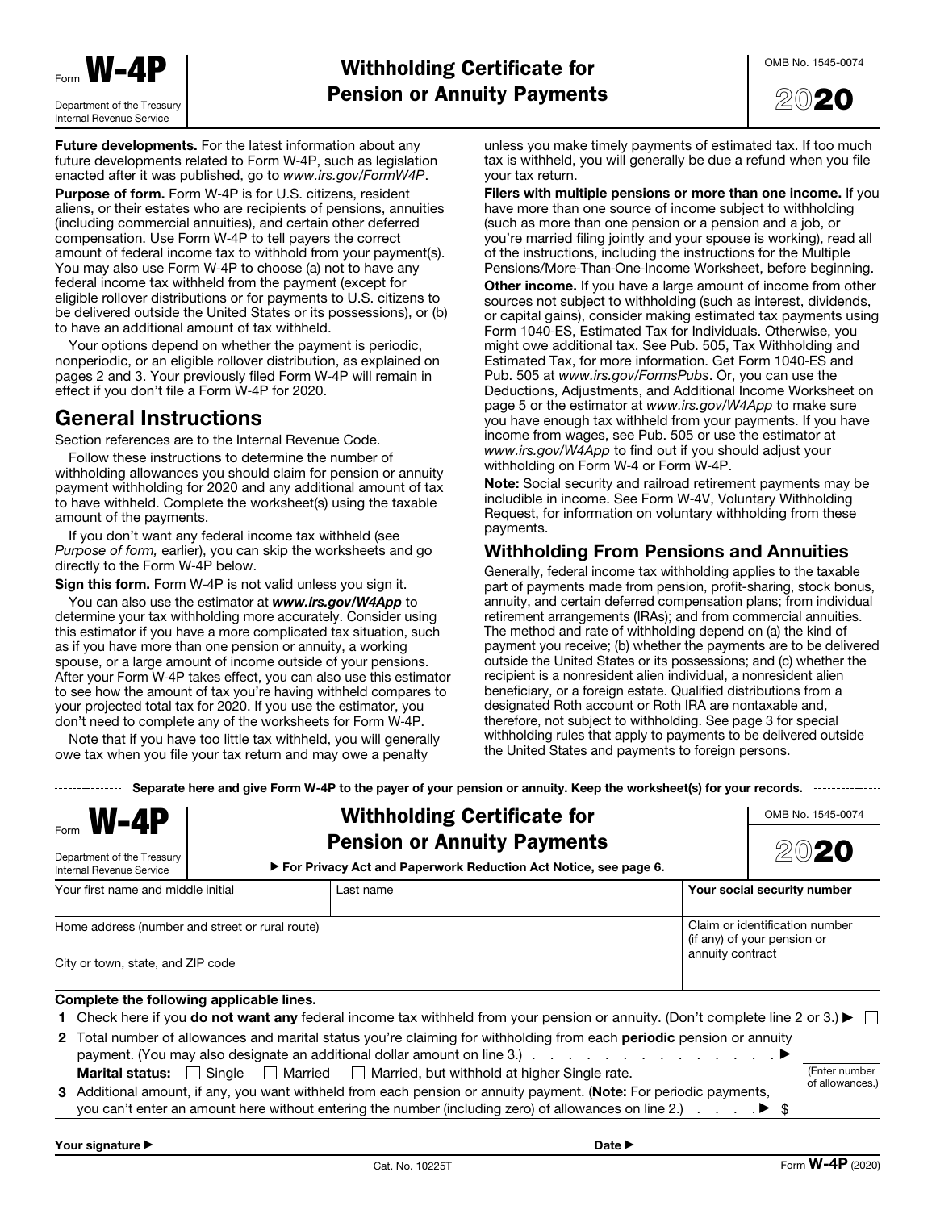Form **W-4P**

Department of the Treasury
Internal Revenue Service

# Withholding Certificate for Pension or Annuity Payments

OMB No. 1545-0074

2020

**Future developments.** For the latest information about any future developments related to Form W-4P, such as legislation enacted after it was published, go to *www.irs.gov/FormW4P*.

**Purpose of form.** Form W-4P is for U.S. citizens, resident aliens, or their estates who are recipients of pensions, annuities (including commercial annuities), and certain other deferred compensation. Use Form W-4P to tell payers the correct amount of federal income tax to withhold from your payment(s). You may also use Form W-4P to choose (a) not to have any federal income tax withheld from the payment (except for eligible rollover distributions or for payments to U.S. citizens to be delivered outside the United States or its possessions), or (b) to have an additional amount of tax withheld.

Your options depend on whether the payment is periodic, nonperiodic, or an eligible rollover distribution, as explained on pages 2 and 3. Your previously filed Form W-4P will remain in effect if you don't file a Form W-4P for 2020.

## General Instructions

Section references are to the Internal Revenue Code.

Follow these instructions to determine the number of withholding allowances you should claim for pension or annuity payment withholding for 2020 and any additional amount of tax to have withheld. Complete the worksheet(s) using the taxable amount of the payments.

If you don't want any federal income tax withheld (see *Purpose of form,* earlier), you can skip the worksheets and go directly to the Form W-4P below.

**Sign this form.** Form W-4P is not valid unless you sign it.

You can also use the estimator at ***www.irs.gov/W4App*** to determine your tax withholding more accurately. Consider using this estimator if you have a more complicated tax situation, such as if you have more than one pension or annuity, a working spouse, or a large amount of income outside of your pensions. After your Form W-4P takes effect, you can also use this estimator to see how the amount of tax you're having withheld compares to your projected total tax for 2020. If you use the estimator, you don't need to complete any of the worksheets for Form W-4P.

Note that if you have too little tax withheld, you will generally owe tax when you file your tax return and may owe a penalty unless you make timely payments of estimated tax. If too much tax is withheld, you will generally be due a refund when you file your tax return.

**Filers with multiple pensions or more than one income.** If you have more than one source of income subject to withholding (such as more than one pension or a pension and a job, or you're married filing jointly and your spouse is working), read all of the instructions, including the instructions for the Multiple Pensions/More-Than-One-Income Worksheet, before beginning.

**Other income.** If you have a large amount of income from other sources not subject to withholding (such as interest, dividends, or capital gains), consider making estimated tax payments using Form 1040-ES, Estimated Tax for Individuals. Otherwise, you might owe additional tax. See Pub. 505, Tax Withholding and Estimated Tax, for more information. Get Form 1040-ES and Pub. 505 at *www.irs.gov/FormsPubs*. Or, you can use the Deductions, Adjustments, and Additional Income Worksheet on page 5 or the estimator at *www.irs.gov/W4App* to make sure you have enough tax withheld from your payments. If you have income from wages, see Pub. 505 or use the estimator at *www.irs.gov/W4App* to find out if you should adjust your withholding on Form W-4 or Form W-4P.

**Note:** Social security and railroad retirement payments may be includible in income. See Form W-4V, Voluntary Withholding Request, for information on voluntary withholding from these payments.

### Withholding From Pensions and Annuities

Generally, federal income tax withholding applies to the taxable part of payments made from pension, profit-sharing, stock bonus, annuity, and certain deferred compensation plans; from individual retirement arrangements (IRAs); and from commercial annuities. The method and rate of withholding depend on (a) the kind of payment you receive; (b) whether the payments are to be delivered outside the United States or its possessions; and (c) whether the recipient is a nonresident alien individual, a nonresident alien beneficiary, or a foreign estate. Qualified distributions from a designated Roth account or Roth IRA are nontaxable and, therefore, not subject to withholding. See page 3 for special withholding rules that apply to payments to be delivered outside the United States and payments to foreign persons.

---

**Separate here and give Form W-4P to the payer of your pension or annuity. Keep the worksheet(s) for your records.**

---

Form **W-4P**

Department of the Treasury
Internal Revenue Service

## Withholding Certificate for Pension or Annuity Payments

▶ For Privacy Act and Paperwork Reduction Act Notice, see page 6.

OMB No. 1545-0074

2020

| Your first name and middle initial | Last name | **Your social security number** |
|---|---|---|
| Home address (number and street or rural route) | | Claim or identification number (if any) of your pension or annuity contract |
| City or town, state, and ZIP code | | |

**Complete the following applicable lines.**

**1** Check here if you **do not want any** federal income tax withheld from your pension or annuity. (Don't complete line 2 or 3.) ▶ ☐

**2** Total number of allowances and marital status you're claiming for withholding from each **periodic** pension or annuity payment. (You may also designate an additional dollar amount on line 3.) . . . . . . . . . . . . . . . . ▶ (Enter number of allowances.)

**Marital status:** ☐ Single ☐ Married ☐ Married, but withhold at higher Single rate.

**3** Additional amount, if any, you want withheld from each pension or annuity payment. (**Note:** For periodic payments, you can't enter an amount here without entering the number (including zero) of allowances on line 2.) . . . . ▶ $

**Your signature ▶** **Date ▶**

Cat. No. 10225T Form **W-4P** (2020)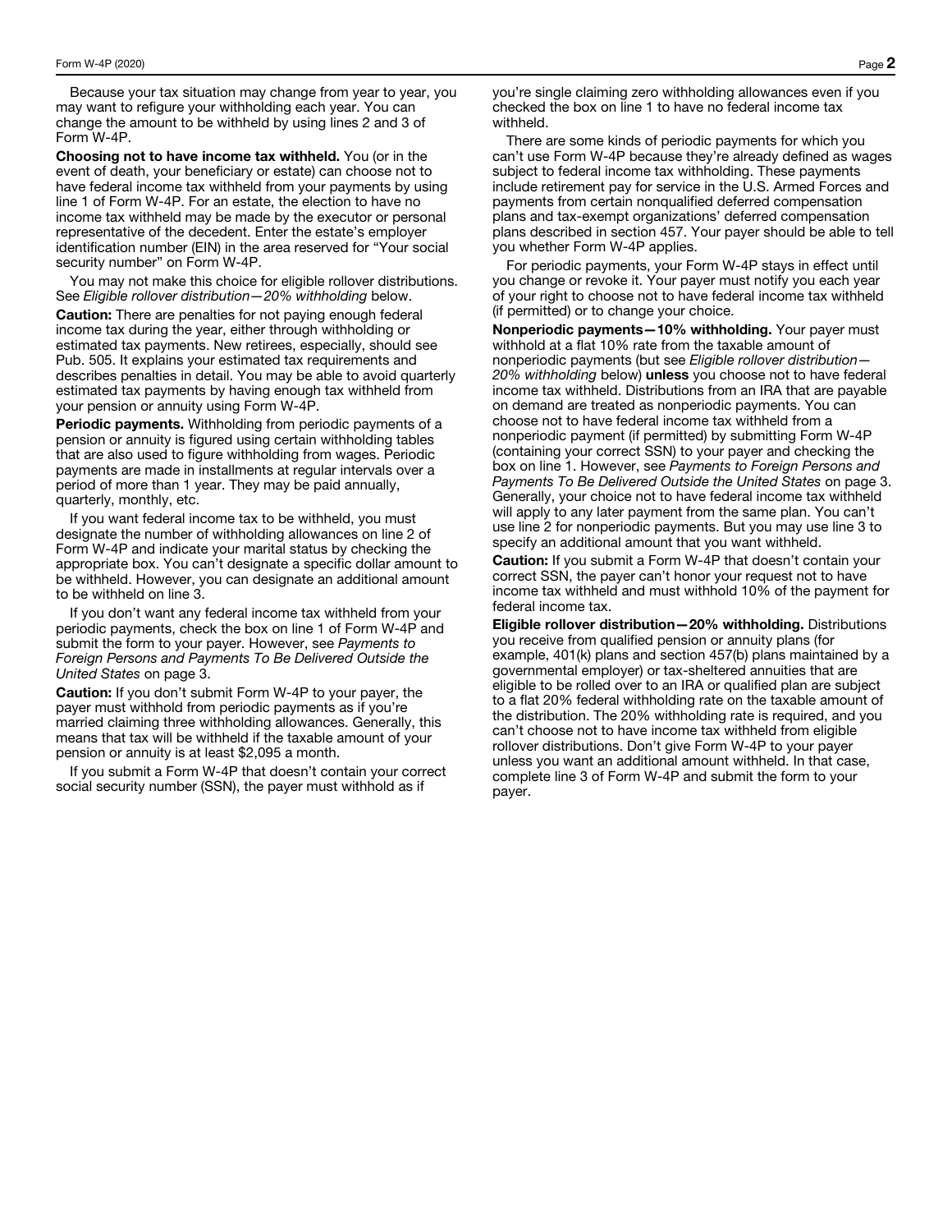Because your tax situation may change from year to year, you may want to refigure your withholding each year. You can change the amount to be withheld by using lines 2 and 3 of Form W-4P.

**Choosing not to have income tax withheld.** You (or in the event of death, your beneficiary or estate) can choose not to have federal income tax withheld from your payments by using line 1 of Form W-4P. For an estate, the election to have no income tax withheld may be made by the executor or personal representative of the decedent. Enter the estate's employer identification number (EIN) in the area reserved for "Your social security number" on Form W-4P.

You may not make this choice for eligible rollover distributions. See *Eligible rollover distribution—20% withholding* below.

**Caution:** There are penalties for not paying enough federal income tax during the year, either through withholding or estimated tax payments. New retirees, especially, should see Pub. 505. It explains your estimated tax requirements and describes penalties in detail. You may be able to avoid quarterly estimated tax payments by having enough tax withheld from your pension or annuity using Form W-4P.

**Periodic payments.** Withholding from periodic payments of a pension or annuity is figured using certain withholding tables that are also used to figure withholding from wages. Periodic payments are made in installments at regular intervals over a period of more than 1 year. They may be paid annually, quarterly, monthly, etc.

If you want federal income tax to be withheld, you must designate the number of withholding allowances on line 2 of Form W-4P and indicate your marital status by checking the appropriate box. You can't designate a specific dollar amount to be withheld. However, you can designate an additional amount to be withheld on line 3.

If you don't want any federal income tax withheld from your periodic payments, check the box on line 1 of Form W-4P and submit the form to your payer. However, see *Payments to Foreign Persons and Payments To Be Delivered Outside the United States* on page 3.

**Caution:** If you don't submit Form W-4P to your payer, the payer must withhold from periodic payments as if you're married claiming three withholding allowances. Generally, this means that tax will be withheld if the taxable amount of your pension or annuity is at least $2,095 a month.

If you submit a Form W-4P that doesn't contain your correct social security number (SSN), the payer must withhold as if you're single claiming zero withholding allowances even if you checked the box on line 1 to have no federal income tax withheld.

There are some kinds of periodic payments for which you can't use Form W-4P because they're already defined as wages subject to federal income tax withholding. These payments include retirement pay for service in the U.S. Armed Forces and payments from certain nonqualified deferred compensation plans and tax-exempt organizations' deferred compensation plans described in section 457. Your payer should be able to tell you whether Form W-4P applies.

For periodic payments, your Form W-4P stays in effect until you change or revoke it. Your payer must notify you each year of your right to choose not to have federal income tax withheld (if permitted) or to change your choice.

**Nonperiodic payments—10% withholding.** Your payer must withhold at a flat 10% rate from the taxable amount of nonperiodic payments (but see *Eligible rollover distribution—20% withholding* below) **unless** you choose not to have federal income tax withheld. Distributions from an IRA that are payable on demand are treated as nonperiodic payments. You can choose not to have federal income tax withheld from a nonperiodic payment (if permitted) by submitting Form W-4P (containing your correct SSN) to your payer and checking the box on line 1. However, see *Payments to Foreign Persons and Payments To Be Delivered Outside the United States* on page 3. Generally, your choice not to have federal income tax withheld will apply to any later payment from the same plan. You can't use line 2 for nonperiodic payments. But you may use line 3 to specify an additional amount that you want withheld.

**Caution:** If you submit a Form W-4P that doesn't contain your correct SSN, the payer can't honor your request not to have income tax withheld and must withhold 10% of the payment for federal income tax.

**Eligible rollover distribution—20% withholding.** Distributions you receive from qualified pension or annuity plans (for example, 401(k) plans and section 457(b) plans maintained by a governmental employer) or tax-sheltered annuities that are eligible to be rolled over to an IRA or qualified plan are subject to a flat 20% federal withholding rate on the taxable amount of the distribution. The 20% withholding rate is required, and you can't choose not to have income tax withheld from eligible rollover distributions. Don't give Form W-4P to your payer unless you want an additional amount withheld. In that case, complete line 3 of Form W-4P and submit the form to your payer.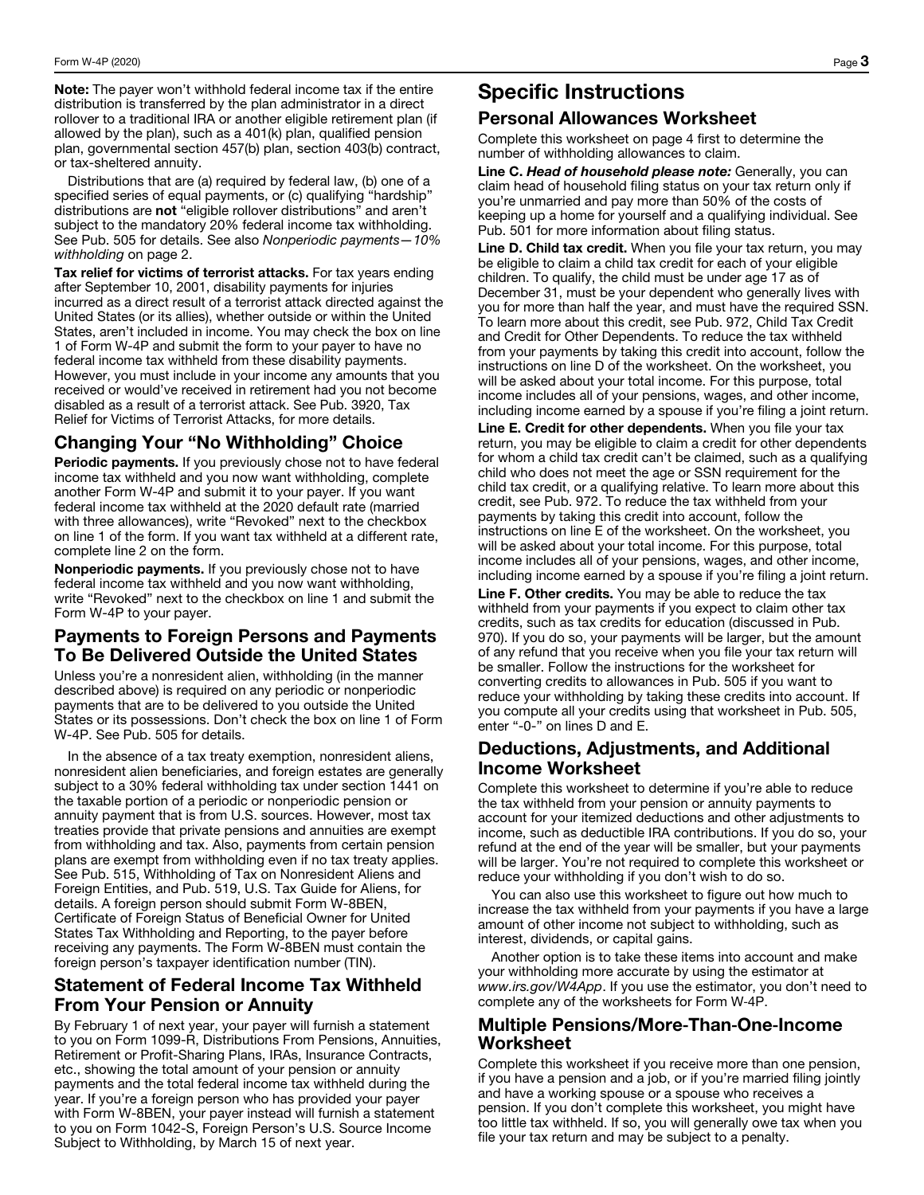**Note:** The payer won't withhold federal income tax if the entire distribution is transferred by the plan administrator in a direct rollover to a traditional IRA or another eligible retirement plan (if allowed by the plan), such as a 401(k) plan, qualified pension plan, governmental section 457(b) plan, section 403(b) contract, or tax-sheltered annuity.

Distributions that are (a) required by federal law, (b) one of a specified series of equal payments, or (c) qualifying "hardship" distributions are **not** "eligible rollover distributions" and aren't subject to the mandatory 20% federal income tax withholding. See Pub. 505 for details. See also *Nonperiodic payments—10% withholding* on page 2.

**Tax relief for victims of terrorist attacks.** For tax years ending after September 10, 2001, disability payments for injuries incurred as a direct result of a terrorist attack directed against the United States (or its allies), whether outside or within the United States, aren't included in income. You may check the box on line 1 of Form W-4P and submit the form to your payer to have no federal income tax withheld from these disability payments. However, you must include in your income any amounts that you received or would've received in retirement had you not become disabled as a result of a terrorist attack. See Pub. 3920, Tax Relief for Victims of Terrorist Attacks, for more details.

## Changing Your "No Withholding" Choice

**Periodic payments.** If you previously chose not to have federal income tax withheld and you now want withholding, complete another Form W-4P and submit it to your payer. If you want federal income tax withheld at the 2020 default rate (married with three allowances), write "Revoked" next to the checkbox on line 1 of the form. If you want tax withheld at a different rate, complete line 2 on the form.

**Nonperiodic payments.** If you previously chose not to have federal income tax withheld and you now want withholding, write "Revoked" next to the checkbox on line 1 and submit the Form W-4P to your payer.

## Payments to Foreign Persons and Payments To Be Delivered Outside the United States

Unless you're a nonresident alien, withholding (in the manner described above) is required on any periodic or nonperiodic payments that are to be delivered to you outside the United States or its possessions. Don't check the box on line 1 of Form W-4P. See Pub. 505 for details.

In the absence of a tax treaty exemption, nonresident aliens, nonresident alien beneficiaries, and foreign estates are generally subject to a 30% federal withholding tax under section 1441 on the taxable portion of a periodic or nonperiodic pension or annuity payment that is from U.S. sources. However, most tax treaties provide that private pensions and annuities are exempt from withholding and tax. Also, payments from certain pension plans are exempt from withholding even if no tax treaty applies. See Pub. 515, Withholding of Tax on Nonresident Aliens and Foreign Entities, and Pub. 519, U.S. Tax Guide for Aliens, for details. A foreign person should submit Form W-8BEN, Certificate of Foreign Status of Beneficial Owner for United States Tax Withholding and Reporting, to the payer before receiving any payments. The Form W-8BEN must contain the foreign person's taxpayer identification number (TIN).

## Statement of Federal Income Tax Withheld From Your Pension or Annuity

By February 1 of next year, your payer will furnish a statement to you on Form 1099-R, Distributions From Pensions, Annuities, Retirement or Profit-Sharing Plans, IRAs, Insurance Contracts, etc., showing the total amount of your pension or annuity payments and the total federal income tax withheld during the year. If you're a foreign person who has provided your payer with Form W-8BEN, your payer instead will furnish a statement to you on Form 1042-S, Foreign Person's U.S. Source Income Subject to Withholding, by March 15 of next year.

# Specific Instructions

## Personal Allowances Worksheet

Complete this worksheet on page 4 first to determine the number of withholding allowances to claim.

**Line C. *Head of household please note:*** Generally, you can claim head of household filing status on your tax return only if you're unmarried and pay more than 50% of the costs of keeping up a home for yourself and a qualifying individual. See Pub. 501 for more information about filing status.

**Line D. Child tax credit.** When you file your tax return, you may be eligible to claim a child tax credit for each of your eligible children. To qualify, the child must be under age 17 as of December 31, must be your dependent who generally lives with you for more than half the year, and must have the required SSN. To learn more about this credit, see Pub. 972, Child Tax Credit and Credit for Other Dependents. To reduce the tax withheld from your payments by taking this credit into account, follow the instructions on line D of the worksheet. On the worksheet, you will be asked about your total income. For this purpose, total income includes all of your pensions, wages, and other income, including income earned by a spouse if you're filing a joint return.

**Line E. Credit for other dependents.** When you file your tax return, you may be eligible to claim a credit for other dependents for whom a child tax credit can't be claimed, such as a qualifying child who does not meet the age or SSN requirement for the child tax credit, or a qualifying relative. To learn more about this credit, see Pub. 972. To reduce the tax withheld from your payments by taking this credit into account, follow the instructions on line E of the worksheet. On the worksheet, you will be asked about your total income. For this purpose, total income includes all of your pensions, wages, and other income, including income earned by a spouse if you're filing a joint return.

**Line F. Other credits.** You may be able to reduce the tax withheld from your payments if you expect to claim other tax credits, such as tax credits for education (discussed in Pub. 970). If you do so, your payments will be larger, but the amount of any refund that you receive when you file your tax return will be smaller. Follow the instructions for the worksheet for converting credits to allowances in Pub. 505 if you want to reduce your withholding by taking these credits into account. If you compute all your credits using that worksheet in Pub. 505, enter "-0-" on lines D and E.

## Deductions, Adjustments, and Additional Income Worksheet

Complete this worksheet to determine if you're able to reduce the tax withheld from your pension or annuity payments to account for your itemized deductions and other adjustments to income, such as deductible IRA contributions. If you do so, your refund at the end of the year will be smaller, but your payments will be larger. You're not required to complete this worksheet or reduce your withholding if you don't wish to do so.

You can also use this worksheet to figure out how much to increase the tax withheld from your payments if you have a large amount of other income not subject to withholding, such as interest, dividends, or capital gains.

Another option is to take these items into account and make your withholding more accurate by using the estimator at *www.irs.gov/W4App*. If you use the estimator, you don't need to complete any of the worksheets for Form W-4P.

## Multiple Pensions/More-Than-One-Income Worksheet

Complete this worksheet if you receive more than one pension, if you have a pension and a job, or if you're married filing jointly and have a working spouse or a spouse who receives a pension. If you don't complete this worksheet, you might have too little tax withheld. If so, you will generally owe tax when you file your tax return and may be subject to a penalty.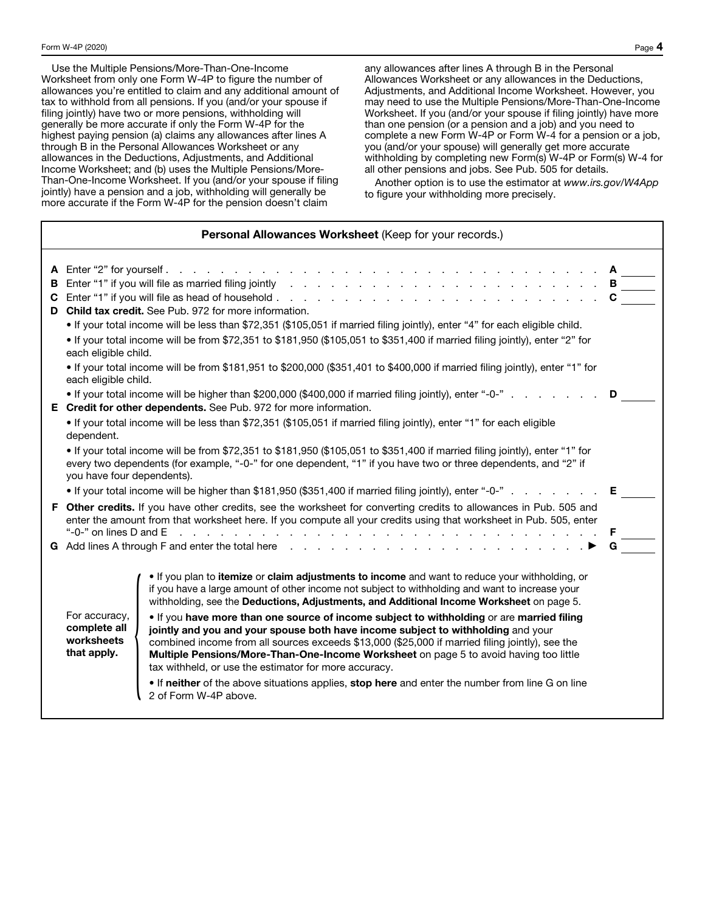Use the Multiple Pensions/More-Than-One-Income Worksheet from only one Form W-4P to figure the number of allowances you're entitled to claim and any additional amount of tax to withhold from all pensions. If you (and/or your spouse if filing jointly) have two or more pensions, withholding will generally be more accurate if only the Form W-4P for the highest paying pension (a) claims any allowances after lines A through B in the Personal Allowances Worksheet or any allowances in the Deductions, Adjustments, and Additional Income Worksheet; and (b) uses the Multiple Pensions/More-Than-One-Income Worksheet. If you (and/or your spouse if filing jointly) have a pension and a job, withholding will generally be more accurate if the Form W-4P for the pension doesn't claim any allowances after lines A through B in the Personal Allowances Worksheet or any allowances in the Deductions, Adjustments, and Additional Income Worksheet. However, you may need to use the Multiple Pensions/More-Than-One-Income Worksheet. If you (and/or your spouse if filing jointly) have more than one pension (or a pension and a job) and you need to complete a new Form W-4P or Form W-4 for a pension or a job, you (and/or your spouse) will generally get more accurate withholding by completing new Form(s) W-4P or Form(s) W-4 for all other pensions and jobs. See Pub. 505 for details.

Another option is to use the estimator at *www.irs.gov/W4App* to figure your withholding more precisely.

## Personal Allowances Worksheet (Keep for your records.)

**A** Enter "2" for yourself . . . . . . . . . . . . . . . . . . . . . . . . . . . . . . **A** ______

**B** Enter "1" if you will file as married filing jointly . . . . . . . . . . . . . . . . . . . . . . **B** ______

**C** Enter "1" if you will file as head of household . . . . . . . . . . . . . . . . . . . . . . . **C** ______

**D** **Child tax credit.** See Pub. 972 for more information.

- If your total income will be less than $72,351 ($105,051 if married filing jointly), enter "4" for each eligible child.
- If your total income will be from $72,351 to $181,950 ($105,051 to $351,400 if married filing jointly), enter "2" for each eligible child.
- If your total income will be from $181,951 to $200,000 ($351,401 to $400,000 if married filing jointly), enter "1" for each eligible child.
- If your total income will be higher than $200,000 ($400,000 if married filing jointly), enter "-0-" . . . . . . . . **D** ______

**E** **Credit for other dependents.** See Pub. 972 for more information.

- If your total income will be less than $72,351 ($105,051 if married filing jointly), enter "1" for each eligible dependent.
- If your total income will be from $72,351 to $181,950 ($105,051 to $351,400 if married filing jointly), enter "1" for every two dependents (for example, "-0-" for one dependent, "1" if you have two or three dependents, and "2" if you have four dependents).
- If your total income will be higher than $181,950 ($351,400 if married filing jointly), enter "-0-" . . . . . . . . **E** ______

**F** **Other credits.** If you have other credits, see the worksheet for converting credits to allowances in Pub. 505 and enter the amount from that worksheet here. If you compute all your credits using that worksheet in Pub. 505, enter "-0-" on lines D and E . . . . . . . . . . . . . . . . . . . . . . . . . . . . . **F** ______

**G** Add lines A through F and enter the total here . . . . . . . . . . . . . . . . . . . . . . ▶ **G** ______

**For accuracy, complete all worksheets that apply.**

- If you plan to **itemize** or **claim adjustments to income** and want to reduce your withholding, or if you have a large amount of other income not subject to withholding and want to increase your withholding, see the **Deductions, Adjustments, and Additional Income Worksheet** on page 5.
- If you **have more than one source of income subject to withholding** or are **married filing jointly and you and your spouse both have income subject to withholding** and your combined income from all sources exceeds $13,000 ($25,000 if married filing jointly), see the **Multiple Pensions/More-Than-One-Income Worksheet** on page 5 to avoid having too little tax withheld, or use the estimator for more accuracy.
- If **neither** of the above situations applies, **stop here** and enter the number from line G on line 2 of Form W-4P above.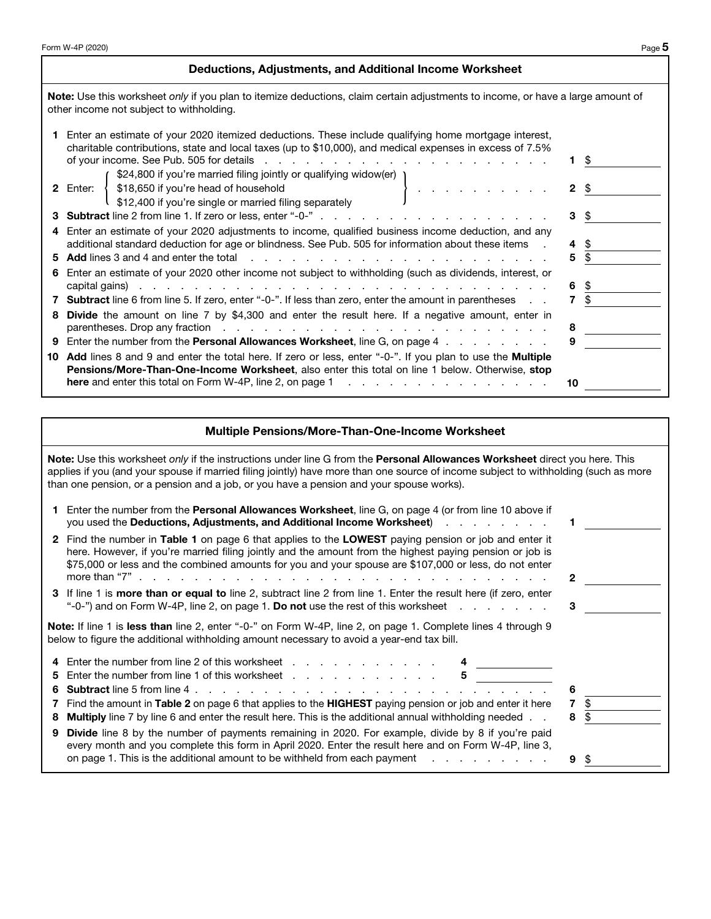## Deductions, Adjustments, and Additional Income Worksheet

**Note:** Use this worksheet *only* if you plan to itemize deductions, claim certain adjustments to income, or have a large amount of other income not subject to withholding.

| | | | |
|---|---|---|---|
| **1** | Enter an estimate of your 2020 itemized deductions. These include qualifying home mortgage interest, charitable contributions, state and local taxes (up to $10,000), and medical expenses in excess of 7.5% of your income. See Pub. 505 for details | **1** | $ |
| **2** | Enter: $24,800 if you're married filing jointly or qualifying widow(er); $18,650 if you're head of household; $12,400 if you're single or married filing separately | **2** | $ |
| **3** | **Subtract** line 2 from line 1. If zero or less, enter "-0-" | **3** | $ |
| **4** | Enter an estimate of your 2020 adjustments to income, qualified business income deduction, and any additional standard deduction for age or blindness. See Pub. 505 for information about these items | **4** | $ |
| **5** | **Add** lines 3 and 4 and enter the total | **5** | $ |
| **6** | Enter an estimate of your 2020 other income not subject to withholding (such as dividends, interest, or capital gains) | **6** | $ |
| **7** | **Subtract** line 6 from line 5. If zero, enter "-0-". If less than zero, enter the amount in parentheses | **7** | $ |
| **8** | **Divide** the amount on line 7 by $4,300 and enter the result here. If a negative amount, enter in parentheses. Drop any fraction | **8** | |
| **9** | Enter the number from the **Personal Allowances Worksheet**, line G, on page 4 | **9** | |
| **10** | **Add** lines 8 and 9 and enter the total here. If zero or less, enter "-0-". If you plan to use the **Multiple Pensions/More-Than-One-Income Worksheet**, also enter this total on line 1 below. Otherwise, **stop here** and enter this total on Form W-4P, line 2, on page 1 | **10** | |

## Multiple Pensions/More-Than-One-Income Worksheet

**Note:** Use this worksheet *only* if the instructions under line G from the **Personal Allowances Worksheet** direct you here. This applies if you (and your spouse if married filing jointly) have more than one source of income subject to withholding (such as more than one pension, or a pension and a job, or you have a pension and your spouse works).

| | | | |
|---|---|---|---|
| **1** | Enter the number from the **Personal Allowances Worksheet**, line G, on page 4 (or from line 10 above if you used the **Deductions, Adjustments, and Additional Income Worksheet**) | **1** | |
| **2** | Find the number in **Table 1** on page 6 that applies to the **LOWEST** paying pension or job and enter it here. However, if you're married filing jointly and the amount from the highest paying pension or job is $75,000 or less and the combined amounts for you and your spouse are $107,000 or less, do not enter more than "7" | **2** | |
| **3** | If line 1 is **more than or equal to** line 2, subtract line 2 from line 1. Enter the result here (if zero, enter "-0-") and on Form W-4P, line 2, on page 1. **Do not** use the rest of this worksheet | **3** | |

**Note:** If line 1 is **less than** line 2, enter "-0-" on Form W-4P, line 2, on page 1. Complete lines 4 through 9 below to figure the additional withholding amount necessary to avoid a year-end tax bill.

| | | | |
|---|---|---|---|
| **4** | Enter the number from line 2 of this worksheet ........ **4** ______ | | |
| **5** | Enter the number from line 1 of this worksheet ........ **5** ______ | | |
| **6** | **Subtract** line 5 from line 4 | **6** | |
| **7** | Find the amount in **Table 2** on page 6 that applies to the **HIGHEST** paying pension or job and enter it here | **7** | $ |
| **8** | **Multiply** line 7 by line 6 and enter the result here. This is the additional annual withholding needed | **8** | $ |
| **9** | **Divide** line 8 by the number of payments remaining in 2020. For example, divide by 8 if you're paid every month and you complete this form in April 2020. Enter the result here and on Form W-4P, line 3, on page 1. This is the additional amount to be withheld from each payment | **9** | $ |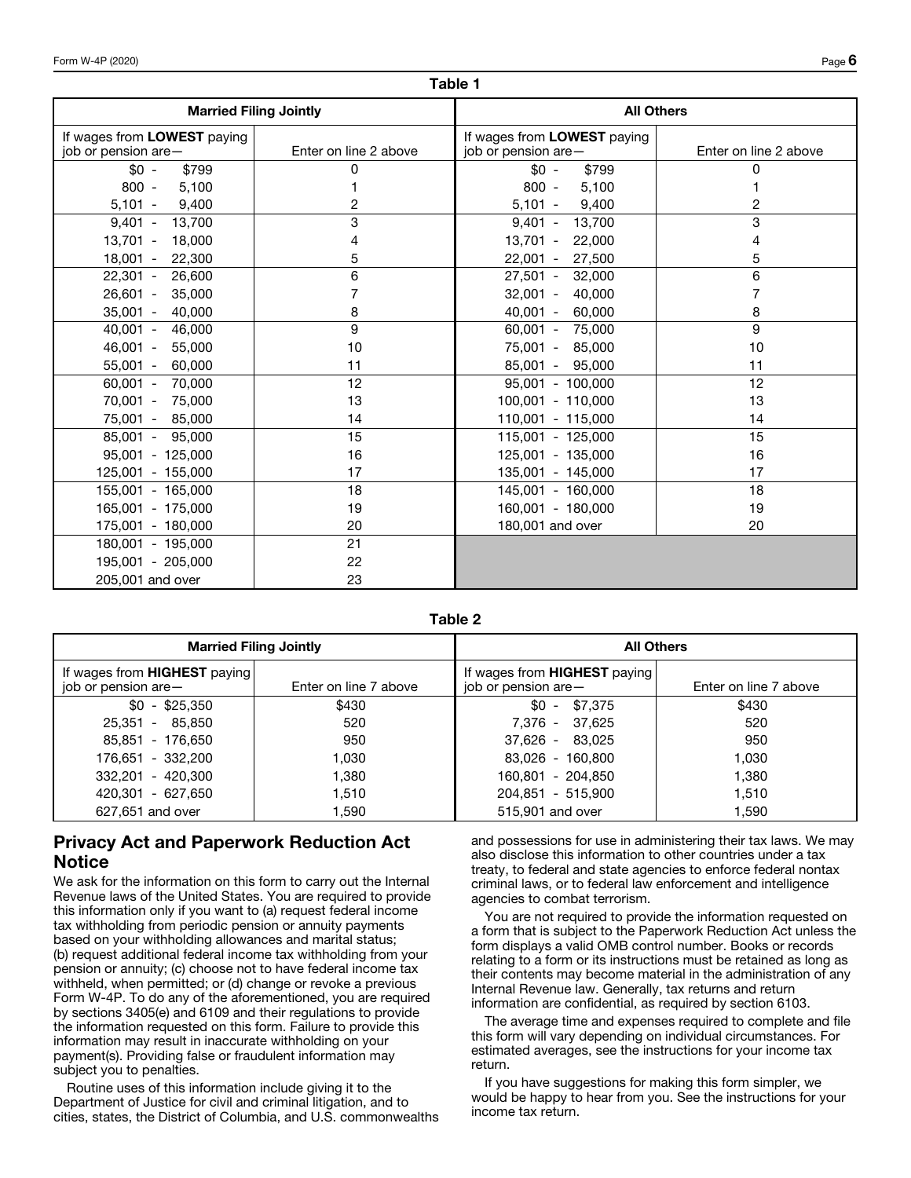**Table 1**

| Married Filing Jointly | | All Others | |
|---|---|---|---|
| If wages from **LOWEST** paying job or pension are— | Enter on line 2 above | If wages from **LOWEST** paying job or pension are— | Enter on line 2 above |
| $0 - $799 | 0 | $0 - $799 | 0 |
| 800 - 5,100 | 1 | 800 - 5,100 | 1 |
| 5,101 - 9,400 | 2 | 5,101 - 9,400 | 2 |
| 9,401 - 13,700 | 3 | 9,401 - 13,700 | 3 |
| 13,701 - 18,000 | 4 | 13,701 - 22,000 | 4 |
| 18,001 - 22,300 | 5 | 22,001 - 27,500 | 5 |
| 22,301 - 26,600 | 6 | 27,501 - 32,000 | 6 |
| 26,601 - 35,000 | 7 | 32,001 - 40,000 | 7 |
| 35,001 - 40,000 | 8 | 40,001 - 60,000 | 8 |
| 40,001 - 46,000 | 9 | 60,001 - 75,000 | 9 |
| 46,001 - 55,000 | 10 | 75,001 - 85,000 | 10 |
| 55,001 - 60,000 | 11 | 85,001 - 95,000 | 11 |
| 60,001 - 70,000 | 12 | 95,001 - 100,000 | 12 |
| 70,001 - 75,000 | 13 | 100,001 - 110,000 | 13 |
| 75,001 - 85,000 | 14 | 110,001 - 115,000 | 14 |
| 85,001 - 95,000 | 15 | 115,001 - 125,000 | 15 |
| 95,001 - 125,000 | 16 | 125,001 - 135,000 | 16 |
| 125,001 - 155,000 | 17 | 135,001 - 145,000 | 17 |
| 155,001 - 165,000 | 18 | 145,001 - 160,000 | 18 |
| 165,001 - 175,000 | 19 | 160,001 - 180,000 | 19 |
| 175,001 - 180,000 | 20 | 180,001 and over | 20 |
| 180,001 - 195,000 | 21 | | |
| 195,001 - 205,000 | 22 | | |
| 205,001 and over | 23 | | |

**Table 2**

| Married Filing Jointly | | All Others | |
|---|---|---|---|
| If wages from **HIGHEST** paying job or pension are— | Enter on line 7 above | If wages from **HIGHEST** paying job or pension are— | Enter on line 7 above |
| $0 - $25,350 | $430 | $0 - $7,375 | $430 |
| 25,351 - 85,850 | 520 | 7,376 - 37,625 | 520 |
| 85,851 - 176,650 | 950 | 37,626 - 83,025 | 950 |
| 176,651 - 332,200 | 1,030 | 83,026 - 160,800 | 1,030 |
| 332,201 - 420,300 | 1,380 | 160,801 - 204,850 | 1,380 |
| 420,301 - 627,650 | 1,510 | 204,851 - 515,900 | 1,510 |
| 627,651 and over | 1,590 | 515,901 and over | 1,590 |

## Privacy Act and Paperwork Reduction Act Notice

We ask for the information on this form to carry out the Internal Revenue laws of the United States. You are required to provide this information only if you want to (a) request federal income tax withholding from periodic pension or annuity payments based on your withholding allowances and marital status; (b) request additional federal income tax withholding from your pension or annuity; (c) choose not to have federal income tax withheld, when permitted; or (d) change or revoke a previous Form W-4P. To do any of the aforementioned, you are required by sections 3405(e) and 6109 and their regulations to provide the information requested on this form. Failure to provide this information may result in inaccurate withholding on your payment(s). Providing false or fraudulent information may subject you to penalties.

Routine uses of this information include giving it to the Department of Justice for civil and criminal litigation, and to cities, states, the District of Columbia, and U.S. commonwealths and possessions for use in administering their tax laws. We may also disclose this information to other countries under a tax treaty, to federal and state agencies to enforce federal nontax criminal laws, or to federal law enforcement and intelligence agencies to combat terrorism.

You are not required to provide the information requested on a form that is subject to the Paperwork Reduction Act unless the form displays a valid OMB control number. Books or records relating to a form or its instructions must be retained as long as their contents may become material in the administration of any Internal Revenue law. Generally, tax returns and return information are confidential, as required by section 6103.

The average time and expenses required to complete and file this form will vary depending on individual circumstances. For estimated averages, see the instructions for your income tax return.

If you have suggestions for making this form simpler, we would be happy to hear from you. See the instructions for your income tax return.